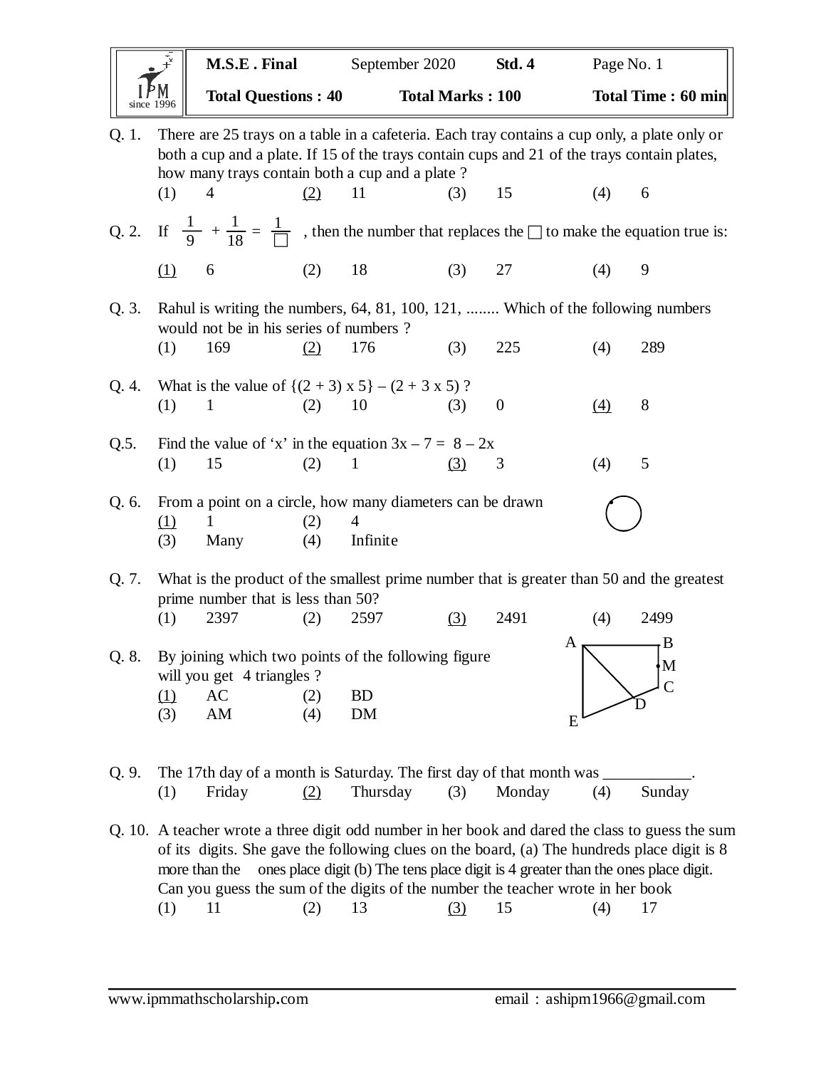| | | | | |
|---|---|---|---|---|
| IPM since 1996 | **M.S.E . Final** | September 2020 | **Std. 4** | Page No. 1 |
| | **Total Questions : 40** | **Total Marks : 100** | | **Total Time : 60 min** |

Q. 1. There are 25 trays on a table in a cafeteria. Each tray contains a cup only, a plate only or both a cup and a plate. If 15 of the trays contain cups and 21 of the trays contain plates, how many trays contain both a cup and a plate ?

(1) 4 (2) 11 (3) 15 (4) 6

Q. 2. If $\frac{1}{9} + \frac{1}{18} = \frac{1}{\square}$ , then the number that replaces the $\square$ to make the equation true is:

(1) 6 (2) 18 (3) 27 (4) 9

Q. 3. Rahul is writing the numbers, 64, 81, 100, 121, ........ Which of the following numbers would not be in his series of numbers ?

(1) 169 (2) 176 (3) 225 (4) 289

Q. 4. What is the value of $\{(2 + 3) \times 5\} - (2 + 3 \times 5)$ ?

(1) 1 (2) 10 (3) 0 (4) 8

Q.5. Find the value of 'x' in the equation $3x - 7 = 8 - 2x$

(1) 15 (2) 1 (3) 3 (4) 5

Q. 6. From a point on a circle, how many diameters can be drawn

(1) 1 (2) 4
(3) Many (4) Infinite

Q. 7. What is the product of the smallest prime number that is greater than 50 and the greatest prime number that is less than 50?

(1) 2397 (2) 2597 (3) 2491 (4) 2499

Q. 8. By joining which two points of the following figure will you get 4 triangles ?

(1) AC (2) BD
(3) AM (4) DM

A B M C D E

Q. 9. The 17th day of a month is Saturday. The first day of that month was \_\_\_\_\_\_\_\_\_\_\_.

(1) Friday (2) Thursday (3) Monday (4) Sunday

Q. 10. A teacher wrote a three digit odd number in her book and dared the class to guess the sum of its digits. She gave the following clues on the board, (a) The hundreds place digit is 8 more than the ones place digit (b) The tens place digit is 4 greater than the ones place digit. Can you guess the sum of the digits of the number the teacher wrote in her book

(1) 11 (2) 13 (3) 15 (4) 17

www.ipmmathscholarship.com email : ashipm1966@gmail.com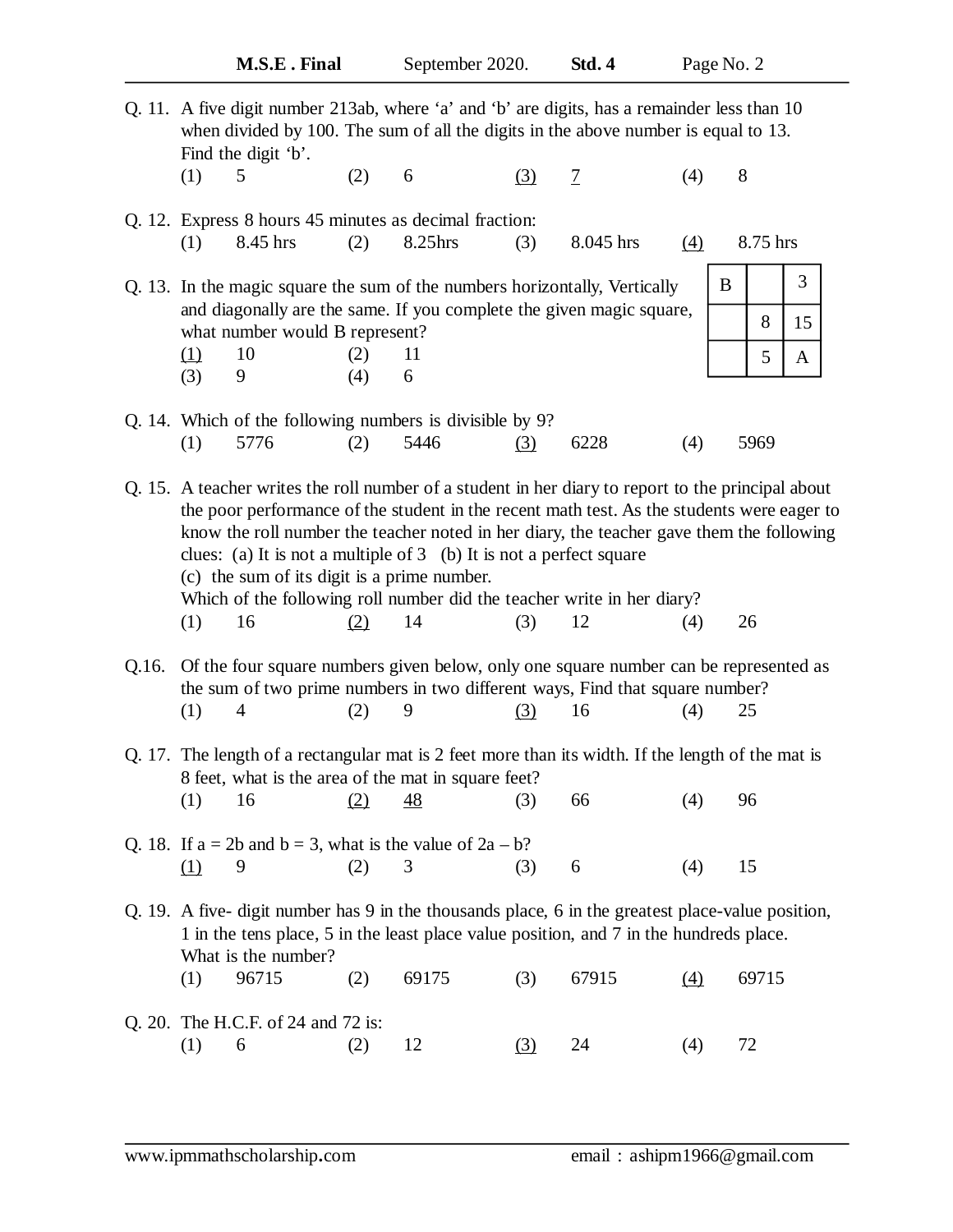Q. 11. A five digit number 213ab, where 'a' and 'b' are digits, has a remainder less than 10 when divided by 100. The sum of all the digits in the above number is equal to 13. Find the digit 'b'.

(1) 5 (2) 6 (3) 7 (4) 8

Q. 12. Express 8 hours 45 minutes as decimal fraction:

(1) 8.45 hrs (2) 8.25hrs (3) 8.045 hrs (4) 8.75 hrs

Q. 13. In the magic square the sum of the numbers horizontally, Vertically and diagonally are the same. If you complete the given magic square, what number would B represent?

| | | |
|---|---|---|
| B | | 3 |
| | 8 | 15 |
| | 5 | A |

(1) 10 (2) 11
(3) 9 (4) 6

Q. 14. Which of the following numbers is divisible by 9?

(1) 5776 (2) 5446 (3) 6228 (4) 5969

Q. 15. A teacher writes the roll number of a student in her diary to report to the principal about the poor performance of the student in the recent math test. As the students were eager to know the roll number the teacher noted in her diary, the teacher gave them the following clues: (a) It is not a multiple of 3 (b) It is not a perfect square
(c) the sum of its digit is a prime number.
Which of the following roll number did the teacher write in her diary?

(1) 16 (2) 14 (3) 12 (4) 26

Q.16. Of the four square numbers given below, only one square number can be represented as the sum of two prime numbers in two different ways, Find that square number?

(1) 4 (2) 9 (3) 16 (4) 25

Q. 17. The length of a rectangular mat is 2 feet more than its width. If the length of the mat is 8 feet, what is the area of the mat in square feet?

(1) 16 (2) 48 (3) 66 (4) 96

Q. 18. If $a = 2b$ and $b = 3$, what is the value of $2a - b$?

(1) 9 (2) 3 (3) 6 (4) 15

Q. 19. A five- digit number has 9 in the thousands place, 6 in the greatest place-value position, 1 in the tens place, 5 in the least place value position, and 7 in the hundreds place. What is the number?

(1) 96715 (2) 69175 (3) 67915 (4) 69715

Q. 20. The H.C.F. of 24 and 72 is:

(1) 6 (2) 12 (3) 24 (4) 72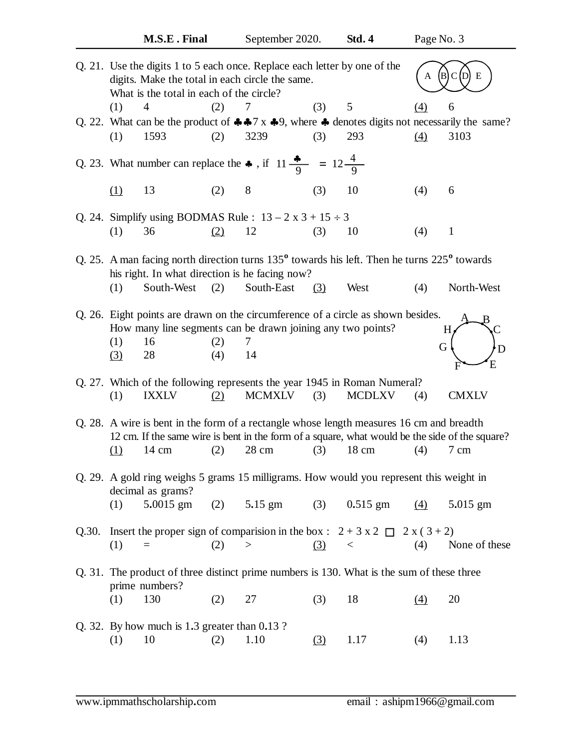Q. 21. Use the digits 1 to 5 each once. Replace each letter by one of the digits. Make the total in each circle the same.
What is the total in each of the circle?

A B C D E

(1) 4 (2) 7 (3) 5 <u>(4)</u> 6

Q. 22. What can be the product of ♣♣7 x ♣9, where ♣ denotes digits not necessarily the same?

(1) 1593 (2) 3239 (3) 293 <u>(4)</u> 3103

Q. 23. What number can replace the ♣ , if $11\frac{♣}{9} = 12\frac{4}{9}$

<u>(1)</u> 13 (2) 8 (3) 10 (4) 6

Q. 24. Simplify using BODMAS Rule : $13 - 2 \times 3 + 15 \div 3$

(1) 36 <u>(2)</u> 12 (3) 10 (4) 1

Q. 25. A man facing north direction turns $135^{o}$ towards his left. Then he turns $225^{o}$ towards his right. In what direction is he facing now?

(1) South-West (2) South-East <u>(3)</u> West (4) North-West

Q. 26. Eight points are drawn on the circumference of a circle as shown besides. How many line segments can be drawn joining any two points?

A B C D E F G H

(1) 16 (2) 7
<u>(3)</u> 28 (4) 14

Q. 27. Which of the following represents the year 1945 in Roman Numeral?

(1) IXXLV <u>(2)</u> MCMXLV (3) MCDLXV (4) CMXLV

Q. 28. A wire is bent in the form of a rectangle whose length measures 16 cm and breadth 12 cm. If the same wire is bent in the form of a square, what would be the side of the square?

<u>(1)</u> 14 cm (2) 28 cm (3) 18 cm (4) 7 cm

Q. 29. A gold ring weighs 5 grams 15 milligrams. How would you represent this weight in decimal as grams?

(1) 5.0015 gm (2) 5.15 gm (3) 0.515 gm <u>(4)</u> 5.015 gm

Q.30. Insert the proper sign of comparision in the box : $2 + 3 \times 2$ □ $2 \times (3 + 2)$

(1) = (2) > <u>(3)</u> < (4) None of these

Q. 31. The product of three distinct prime numbers is 130. What is the sum of these three prime numbers?

(1) 130 (2) 27 (3) 18 <u>(4)</u> 20

Q. 32. By how much is 1.3 greater than 0.13 ?

(1) 10 (2) 1.10 <u>(3)</u> 1.17 (4) 1.13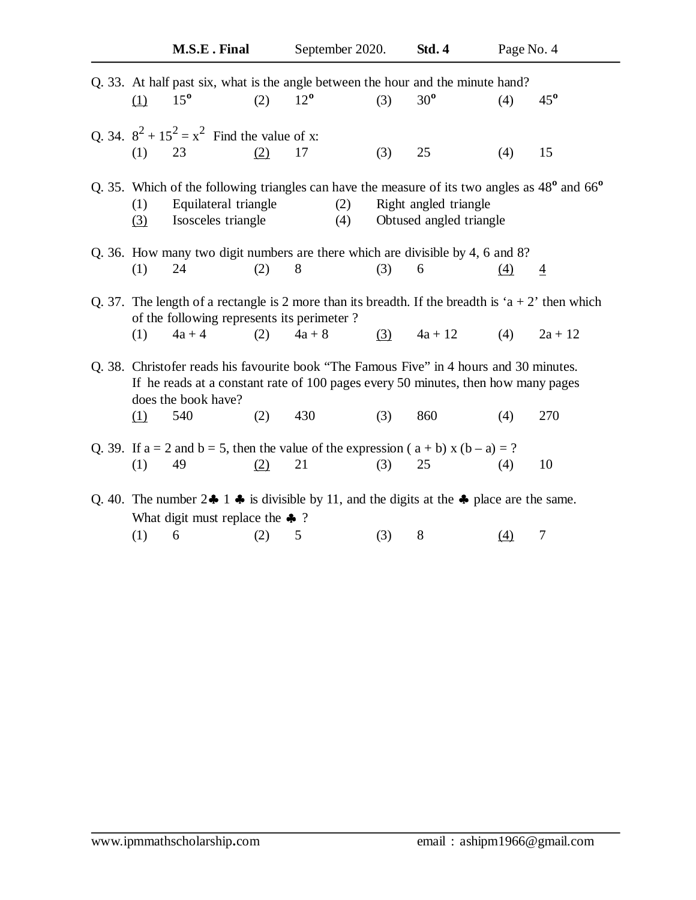Q. 33. At half past six, what is the angle between the hour and the minute hand?

(1) $15^o$ (2) $12^o$ (3) $30^o$ (4) $45^o$

Q. 34. $8^2 + 15^2 = x^2$ Find the value of x:

(1) 23 (2) 17 (3) 25 (4) 15

Q. 35. Which of the following triangles can have the measure of its two angles as $48^o$ and $66^o$

(1) Equilateral triangle (2) Right angled triangle

(3) Isosceles triangle (4) Obtused angled triangle

Q. 36. How many two digit numbers are there which are divisible by 4, 6 and 8?

(1) 24 (2) 8 (3) 6 (4) 4

Q. 37. The length of a rectangle is 2 more than its breadth. If the breadth is 'a + 2' then which of the following represents its perimeter ?

(1) 4a + 4 (2) 4a + 8 (3) 4a + 12 (4) 2a + 12

Q. 38. Christofer reads his favourite book "The Famous Five" in 4 hours and 30 minutes. If he reads at a constant rate of 100 pages every 50 minutes, then how many pages does the book have?

(1) 540 (2) 430 (3) 860 (4) 270

Q. 39. If a = 2 and b = 5, then the value of the expression ( a + b) x (b – a) = ?

(1) 49 (2) 21 (3) 25 (4) 10

Q. 40. The number 2♣ 1 ♣ is divisible by 11, and the digits at the ♣ place are the same. What digit must replace the ♣ ?

(1) 6 (2) 5 (3) 8 (4) 7